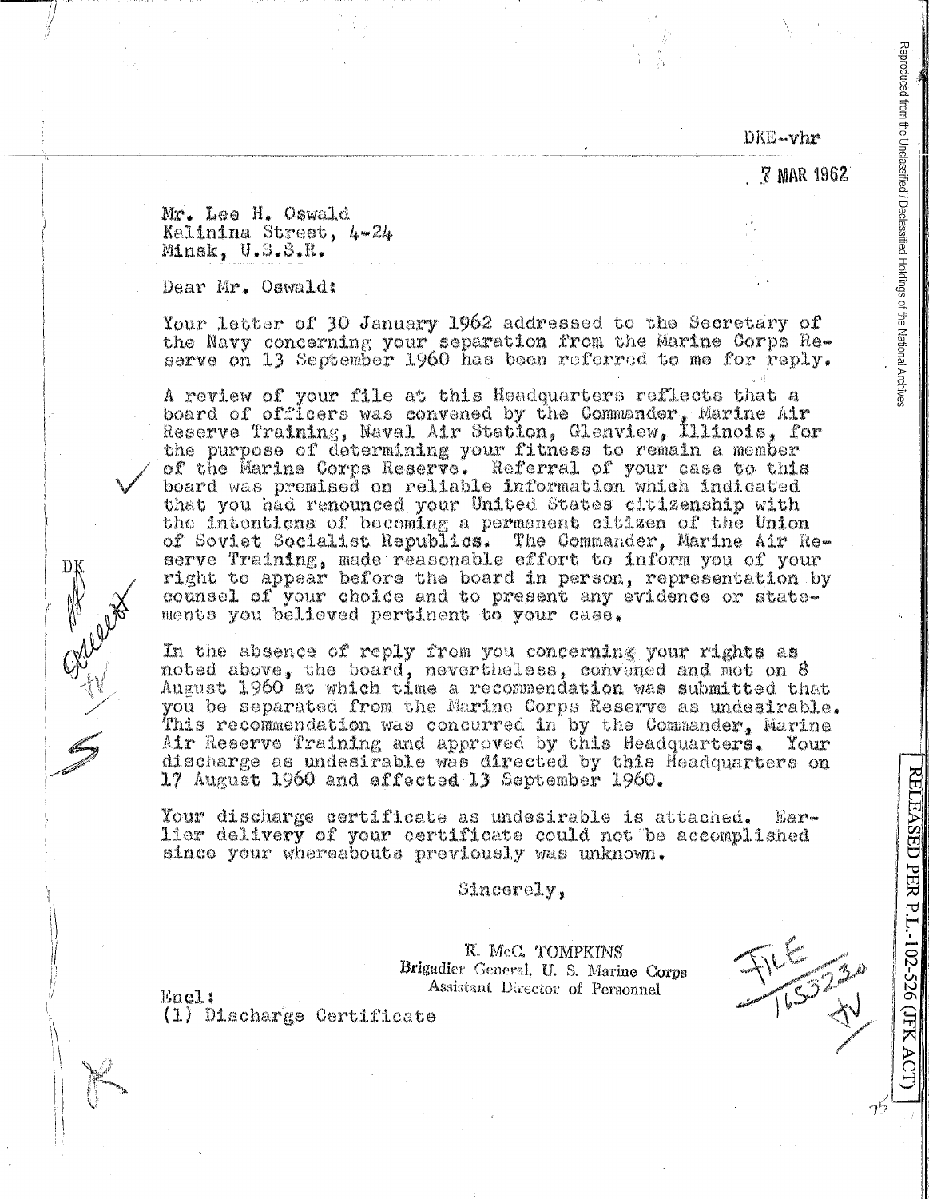DKE-vhr

7 MAR 1962

Mr. Lee H. Oswald
Kalinina Street, 4-24
Minsk, U.S.S.R.

Dear Mr. Oswald:

Your letter of 30 January 1962 addressed to the Secretary of the Navy concerning your separation from the Marine Corps Reserve on 13 September 1960 has been referred to me for reply.

A review of your file at this Headquarters reflects that a board of officers was convened by the Commander, Marine Air Reserve Training, Naval Air Station, Glenview, Illinois, for the purpose of determining your fitness to remain a member of the Marine Corps Reserve. Referral of your case to this board was premised on reliable information which indicated that you had renounced your United States citizenship with the intentions of becoming a permanent citizen of the Union of Soviet Socialist Republics. The Commander, Marine Air Reserve Training, made reasonable effort to inform you of your right to appear before the board in person, representation by counsel of your choice and to present any evidence or statements you believed pertinent to your case.

In the absence of reply from you concerning your rights as noted above, the board, nevertheless, convened and met on 8 August 1960 at which time a recommendation was submitted that you be separated from the Marine Corps Reserve as undesirable. This recommendation was concurred in by the Commander, Marine Air Reserve Training and approved by this Headquarters. Your discharge as undesirable was directed by this Headquarters on 17 August 1960 and effected 13 September 1960.

Your discharge certificate as undesirable is attached. Earlier delivery of your certificate could not be accomplished since your whereabouts previously was unknown.

Sincerely,

R. McC. TOMPKINS
Brigadier General, U. S. Marine Corps
Assistant Director of Personnel

Encl:
(1) Discharge Certificate

FILE 165230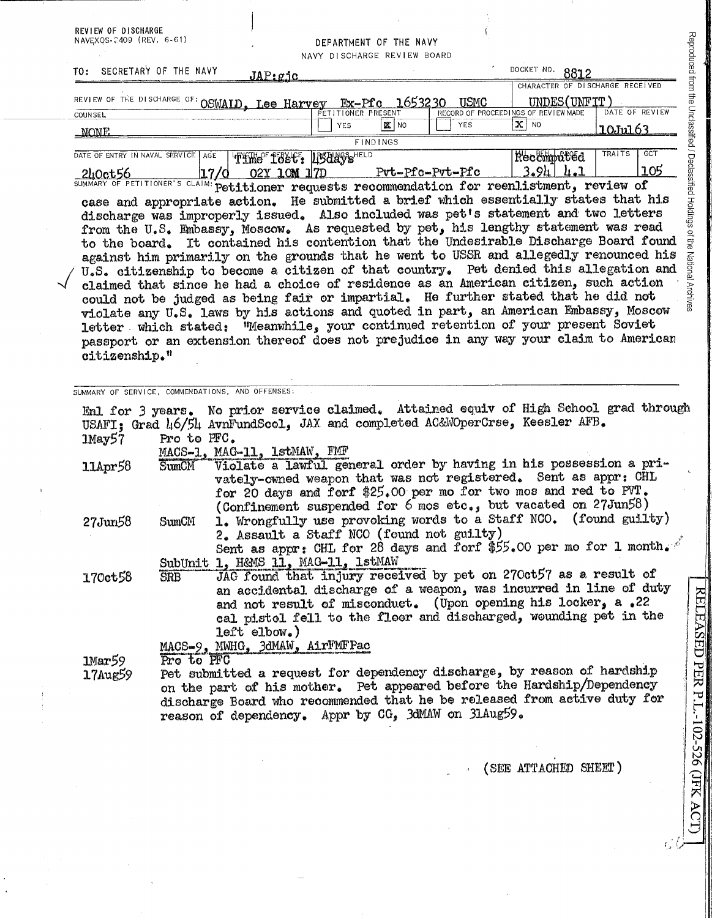REVIEW OF DISCHARGE
NAVEXOS-2409 (REV. 6-61)

DEPARTMENT OF THE NAVY
NAVY DISCHARGE REVIEW BOARD

TO: SECRETARY OF THE NAVY JAP:gjc

DOCKET NO. 8812

| REVIEW OF THE DISCHARGE OF: | CHARACTER OF DISCHARGE RECEIVED |
|---|---|
| OSWALD, Lee Harvey Ex-Pfc 1653230 USMC | UNDES(UNFIT) |

| COUNSEL | PETITIONER PRESENT | RECORD OF PROCEEDINGS OF REVIEW MADE | DATE OF REVIEW |
|---|---|---|---|
| NONE | YES [ ] NO [X] | YES [ ] NO [X] | 10Jul63 |

FINDINGS

| DATE OF ENTRY IN NAVAL SERVICE | AGE | LENGTH OF SERVICE / Time lost: 15days | RATINGS HELD | Recomputed | | TRAITS | GCT |
|---|---|---|---|---|---|---|---|
| 24Oct56 | 17/0 | 02Y 10M 17D | Pvt-Pfc-Pvt-Pfc | 3.94 | 4.1 | | 105 |

SUMMARY OF PETITIONER'S CLAIM: Petitioner requests recommendation for reenlistment, review of case and appropriate action. He submitted a brief which essentially states that his discharge was improperly issued. Also included was pet's statement and two letters from the U.S. Embassy, Moscow. As requested by pet, his lengthy statement was read to the board. It contained his contention that the Undesirable Discharge Board found against him primarily on the grounds that he went to USSR and allegedly renounced his U.S. citizenship to become a citizen of that country. Pet denied this allegation and claimed that since he had a choice of residence as an American citizen, such action could not be judged as being fair or impartial. He further stated that he did not violate any U.S. laws by his actions and quoted in part, an American Embassy, Moscow letter which stated: "Meanwhile, your continued retention of your present Soviet passport or an extension thereof does not prejudice in any way your claim to American citizenship."

SUMMARY OF SERVICE, COMMENDATIONS, AND OFFENSES:

Enl for 3 years. No prior service claimed. Attained equiv of High School grad through USAFI; Grad 46/54 AvnFundScol, JAX and completed AC&WOperCrse, Keesler AFB.

1May57 Pro to PFC.

MACS-1, MAG-11, 1stMAW, FMF

11Apr58 SumCM Violate a lawful general order by having in his possession a privately-owned weapon that was not registered. Sent as appr: CHL for 20 days and forf $25.00 per mo for two mos and red to PVT. (Confinement suspended for 6 mos etc., but vacated on 27Jun58)

27Jun58 SumCM 1. Wrongfully use provoking words to a Staff NCO. (found guilty)
2. Assault a Staff NCO (found not guilty)
Sent as appr: CHL for 28 days and forf $55.00 per mo for 1 month.

SubUnit 1, H&MS 11, MAG-11, 1stMAW

17Oct58 SRB JAG found that injury received by pet on 27Oct57 as a result of an accidental discharge of a weapon, was incurred in line of duty and not result of misconduct. (Upon opening his locker, a .22 cal pistol fell to the floor and discharged, wounding pet in the left elbow.)

MACS-9, MWHG, 3dMAW, AirFMFPac

1Mar59 Pro to PFC

17Aug59 Pet submitted a request for dependency discharge, by reason of hardship on the part of his mother. Pet appeared before the Hardship/Dependency discharge Board who recommended that he be released from active duty for reason of dependency. Appr by CG, 3dMAW on 31Aug59.

(SEE ATTACHED SHEET)

RELEASED PER P.L.-102-526 (JFK ACT)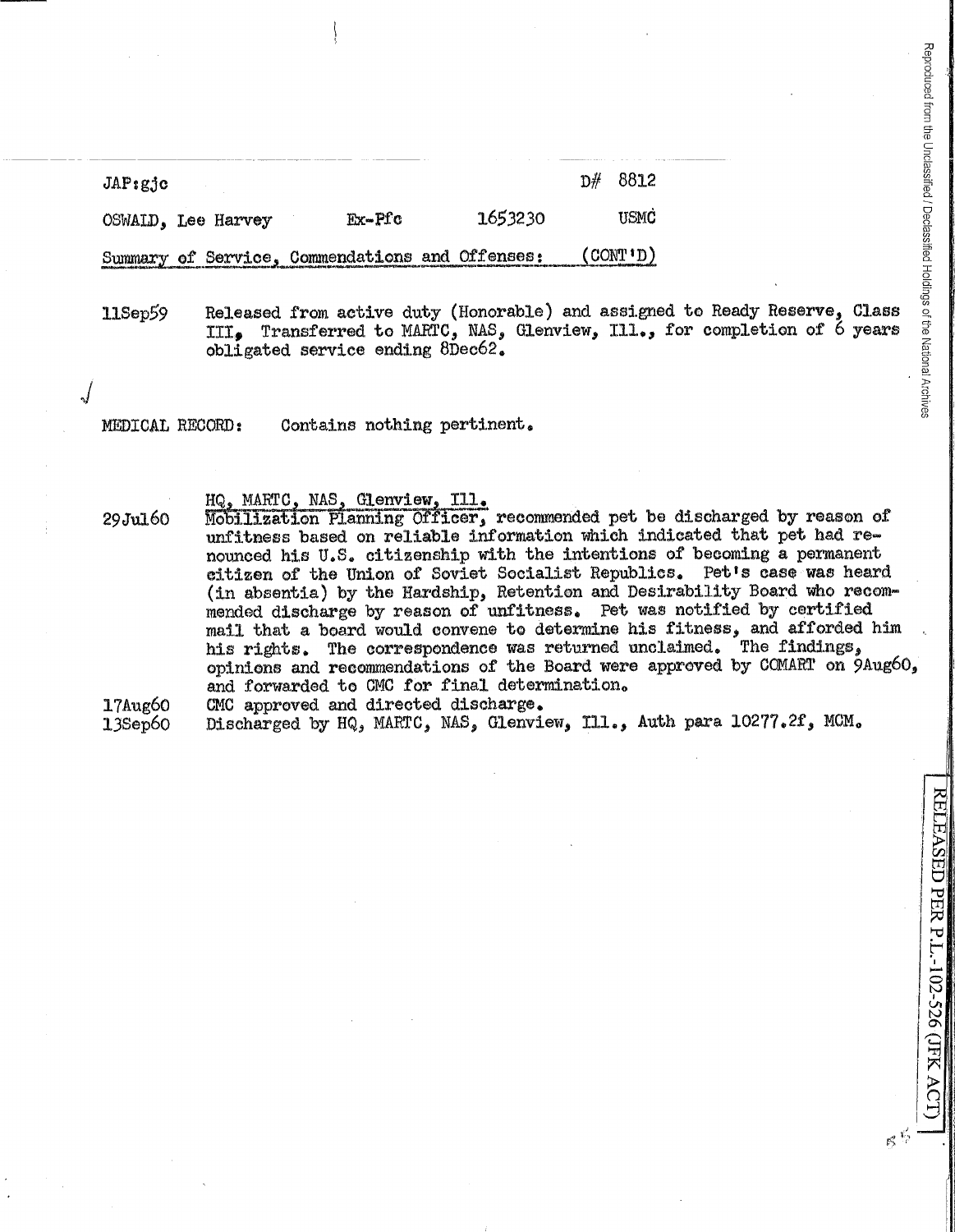JAP:gjc D# 8812

OSWALD, Lee Harvey Ex-Pfc 1653230 USMC

Summary of Service, Commendations and Offenses: (CONT'D)

| | |
|---|---|
| 11Sep59 | Released from active duty (Honorable) and assigned to Ready Reserve, Class III. Transferred to MARTC, NAS, Glenview, Ill., for completion of 6 years obligated service ending 8Dec62. |

MEDICAL RECORD: Contains nothing pertinent.

HQ, MARTC, NAS, Glenview, Ill.

| | |
|---|---|
| 29Jul60 | Mobilization Planning Officer, recommended pet be discharged by reason of unfitness based on reliable information which indicated that pet had renounced his U.S. citizenship with the intentions of becoming a permanent citizen of the Union of Soviet Socialist Republics. Pet's case was heard (in absentia) by the Hardship, Retention and Desirability Board who recommended discharge by reason of unfitness. Pet was notified by certified mail that a board would convene to determine his fitness, and afforded him his rights. The correspondence was returned unclaimed. The findings, opinions and recommendations of the Board were approved by COMART on 9Aug60, and forwarded to CMC for final determination. |
| 17Aug60 | CMC approved and directed discharge. |
| 13Sep60 | Discharged by HQ, MARTC, NAS, Glenview, Ill., Auth para 10277.2f, MCM. |

Reproduced from the Unclassified / Declassified Holdings of the National Archives

RELEASED PER P.L-102-526 (JFK ACT)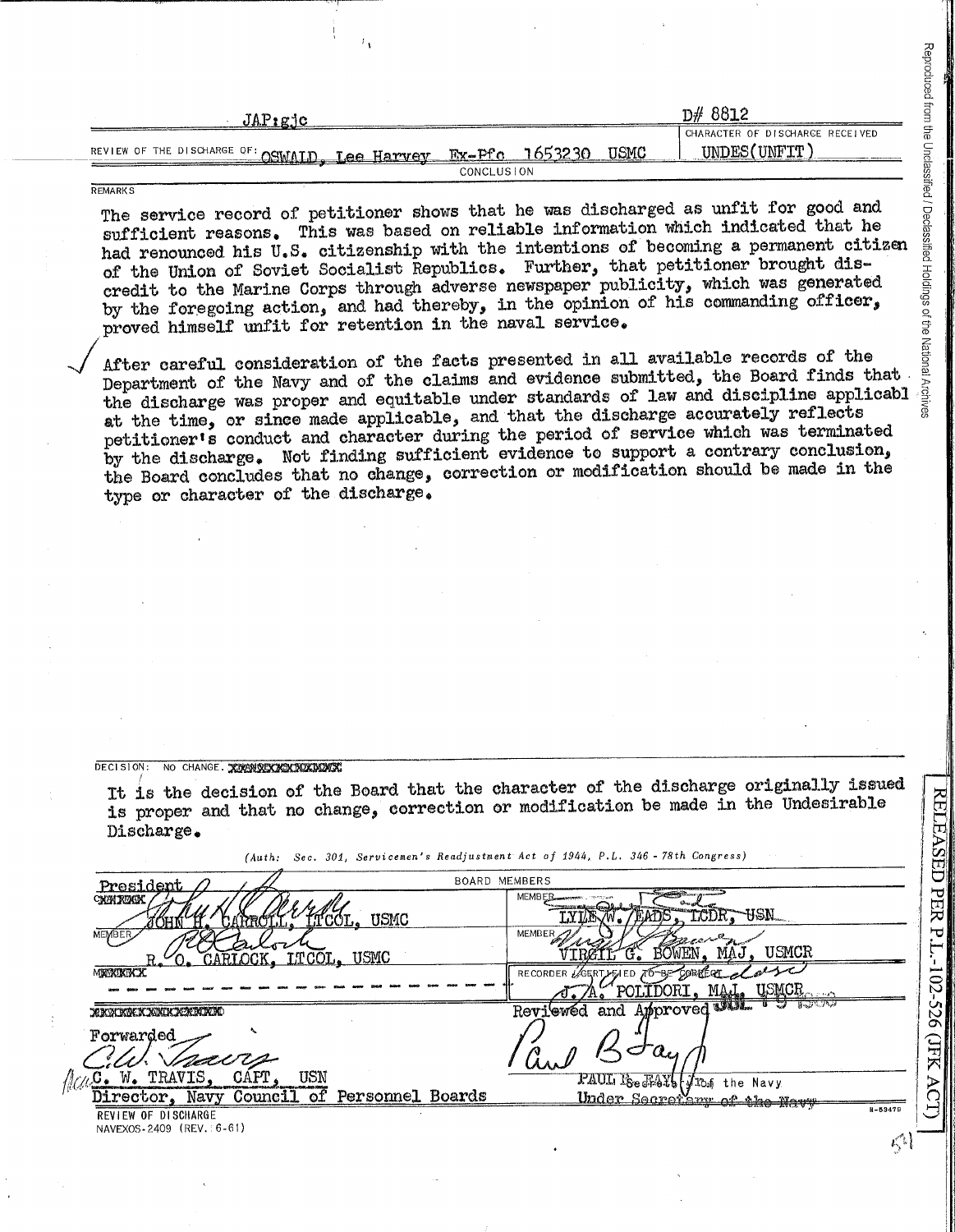JAP:gjc

D# 8812

REVIEW OF THE DISCHARGE OF: OSWALD, Lee Harvey Ex-Pfc 1653230 USMC

CHARACTER OF DISCHARGE RECEIVED: UNDES(UNFIT)

CONCLUSION

REMARKS

The service record of petitioner shows that he was discharged as unfit for good and sufficient reasons. This was based on reliable information which indicated that he had renounced his U.S. citizenship with the intentions of becoming a permanent citizen of the Union of Soviet Socialist Republics. Further, that petitioner brought discredit to the Marine Corps through adverse newspaper publicity, which was generated by the foregoing action, and had thereby, in the opinion of his commanding officer, proved himself unfit for retention in the naval service.

After careful consideration of the facts presented in all available records of the Department of the Navy and of the claims and evidence submitted, the Board finds that the discharge was proper and equitable under standards of law and discipline applicabl at the time, or since made applicable, and that the discharge accurately reflects petitioner's conduct and character during the period of service which was terminated by the discharge. Not finding sufficient evidence to support a contrary conclusion, the Board concludes that no change, correction or modification should be made in the type or character of the discharge.

DECISION: NO CHANGE. XXXXXXXXXXXXXX

It is the decision of the Board that the character of the discharge originally issued is proper and that no change, correction or modification be made in the Undesirable Discharge.

*(Auth: Sec. 301, Servicemen's Readjustment Act of 1944, P.L. 346 - 78th Congress)*

BOARD MEMBERS

| | |
|---|---|
| President: JOHN H. CARROLL, LTCOL, USMC | MEMBER: LYLE W. EADS, LCDR, USN |
| MEMBER: R. O. CARLOCK, LTCOL, USMC | MEMBER: VIRGIL G. BOWEN, MAJ, USMCR |
| XXXXXX | RECORDER (CERTIFIED TO BE CORRECT): J. A. POLIDORI, MAJ, USMCR |
| Forwarded: C. W. TRAVIS, CAPT, USN, Director, Navy Council of Personnel Boards | Reviewed and Approved: PAUL B. FAY, Jr., Secretary of the Navy (Under Secretary of the Navy) |

REVIEW OF DISCHARGE
NAVEXOS-2409 (REV. 6-61)

RELEASED PER P.L-102-526 (JFK ACT)

Reproduced from the Unclassified / Declassified Holdings of the National Archives